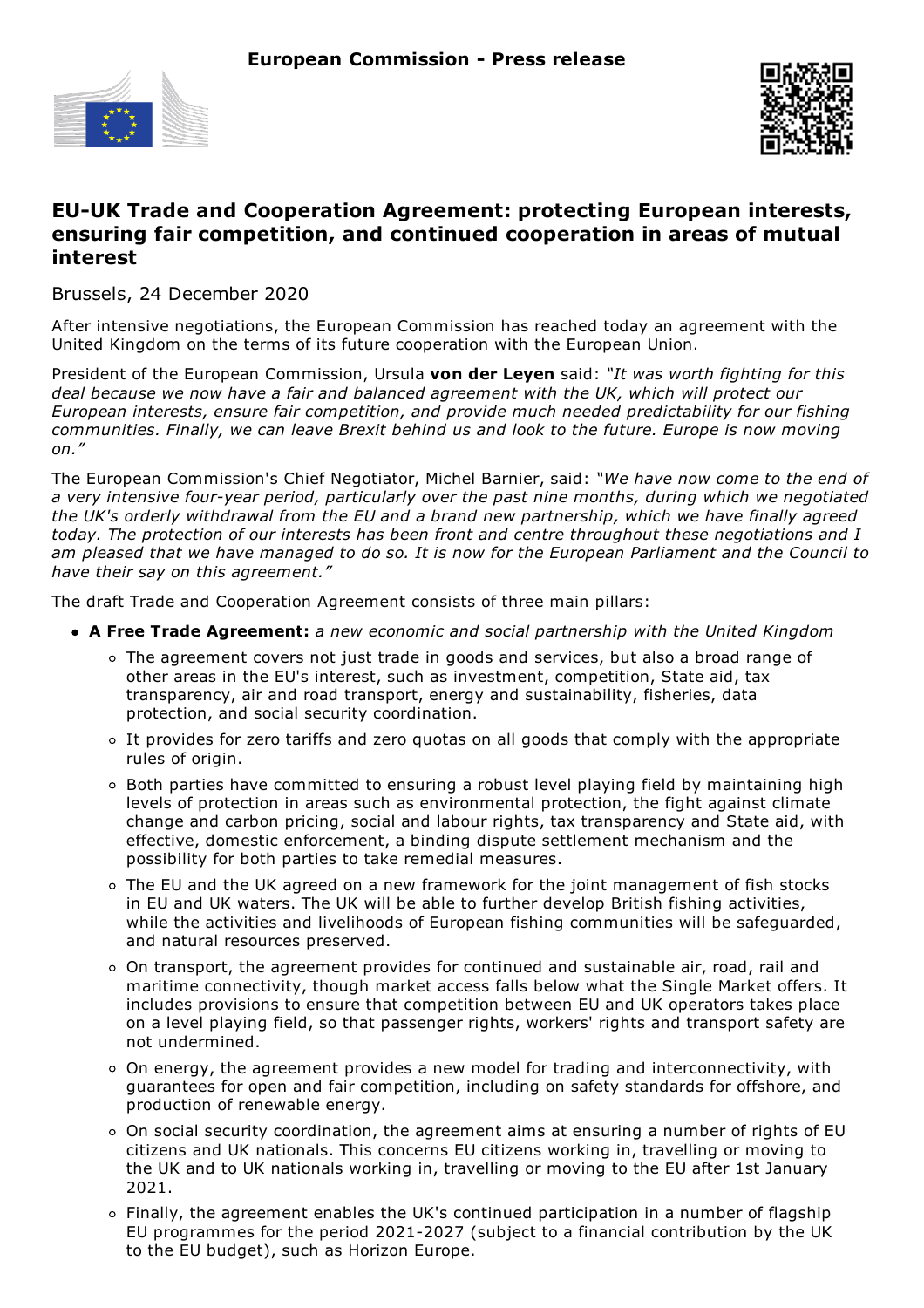**European Commission - Press release**

# EU-UK Trade and Cooperation Agreement: protecting European interests, ensuring fair competition, and continued cooperation in areas of mutual interest

Brussels, 24 December 2020

After intensive negotiations, the European Commission has reached today an agreement with the United Kingdom on the terms of its future cooperation with the European Union.

President of the European Commission, Ursula **von der Leyen** said: *"It was worth fighting for this deal because we now have a fair and balanced agreement with the UK, which will protect our European interests, ensure fair competition, and provide much needed predictability for our fishing communities. Finally, we can leave Brexit behind us and look to the future. Europe is now moving on."*

The European Commission's Chief Negotiator, Michel Barnier, said: *"We have now come to the end of a very intensive four-year period, particularly over the past nine months, during which we negotiated the UK's orderly withdrawal from the EU and a brand new partnership, which we have finally agreed today. The protection of our interests has been front and centre throughout these negotiations and I am pleased that we have managed to do so. It is now for the European Parliament and the Council to have their say on this agreement."*

The draft Trade and Cooperation Agreement consists of three main pillars:

- **A Free Trade Agreement:** *a new economic and social partnership with the United Kingdom*
  - The agreement covers not just trade in goods and services, but also a broad range of other areas in the EU's interest, such as investment, competition, State aid, tax transparency, air and road transport, energy and sustainability, fisheries, data protection, and social security coordination.
  - It provides for zero tariffs and zero quotas on all goods that comply with the appropriate rules of origin.
  - Both parties have committed to ensuring a robust level playing field by maintaining high levels of protection in areas such as environmental protection, the fight against climate change and carbon pricing, social and labour rights, tax transparency and State aid, with effective, domestic enforcement, a binding dispute settlement mechanism and the possibility for both parties to take remedial measures.
  - The EU and the UK agreed on a new framework for the joint management of fish stocks in EU and UK waters. The UK will be able to further develop British fishing activities, while the activities and livelihoods of European fishing communities will be safeguarded, and natural resources preserved.
  - On transport, the agreement provides for continued and sustainable air, road, rail and maritime connectivity, though market access falls below what the Single Market offers. It includes provisions to ensure that competition between EU and UK operators takes place on a level playing field, so that passenger rights, workers' rights and transport safety are not undermined.
  - On energy, the agreement provides a new model for trading and interconnectivity, with guarantees for open and fair competition, including on safety standards for offshore, and production of renewable energy.
  - On social security coordination, the agreement aims at ensuring a number of rights of EU citizens and UK nationals. This concerns EU citizens working in, travelling or moving to the UK and to UK nationals working in, travelling or moving to the EU after 1st January 2021.
  - Finally, the agreement enables the UK's continued participation in a number of flagship EU programmes for the period 2021-2027 (subject to a financial contribution by the UK to the EU budget), such as Horizon Europe.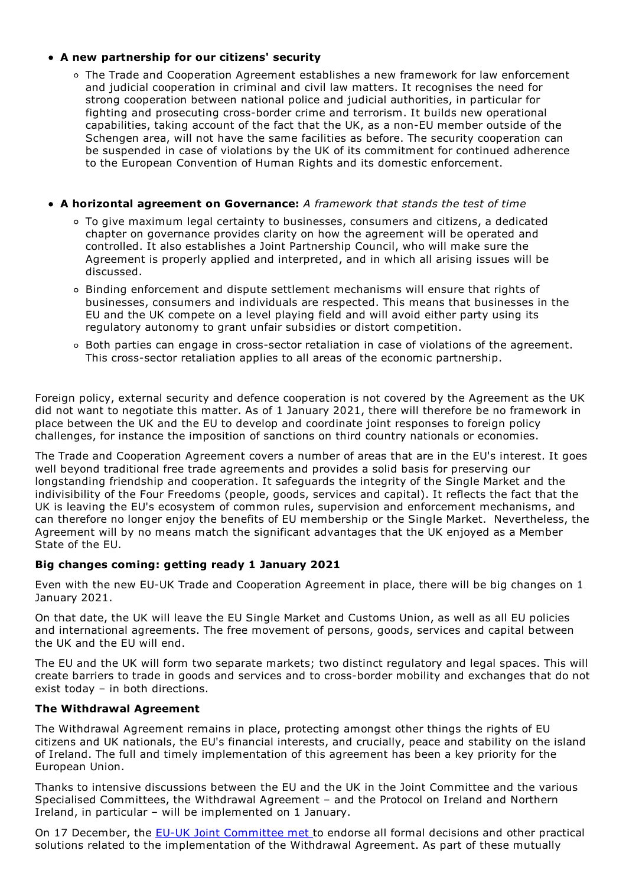- **A new partnership for our citizens' security**
  - The Trade and Cooperation Agreement establishes a new framework for law enforcement and judicial cooperation in criminal and civil law matters. It recognises the need for strong cooperation between national police and judicial authorities, in particular for fighting and prosecuting cross-border crime and terrorism. It builds new operational capabilities, taking account of the fact that the UK, as a non-EU member outside of the Schengen area, will not have the same facilities as before. The security cooperation can be suspended in case of violations by the UK of its commitment for continued adherence to the European Convention of Human Rights and its domestic enforcement.

- **A horizontal agreement on Governance:** *A framework that stands the test of time*
  - To give maximum legal certainty to businesses, consumers and citizens, a dedicated chapter on governance provides clarity on how the agreement will be operated and controlled. It also establishes a Joint Partnership Council, who will make sure the Agreement is properly applied and interpreted, and in which all arising issues will be discussed.
  - Binding enforcement and dispute settlement mechanisms will ensure that rights of businesses, consumers and individuals are respected. This means that businesses in the EU and the UK compete on a level playing field and will avoid either party using its regulatory autonomy to grant unfair subsidies or distort competition.
  - Both parties can engage in cross-sector retaliation in case of violations of the agreement. This cross-sector retaliation applies to all areas of the economic partnership.

Foreign policy, external security and defence cooperation is not covered by the Agreement as the UK did not want to negotiate this matter. As of 1 January 2021, there will therefore be no framework in place between the UK and the EU to develop and coordinate joint responses to foreign policy challenges, for instance the imposition of sanctions on third country nationals or economies.

The Trade and Cooperation Agreement covers a number of areas that are in the EU's interest. It goes well beyond traditional free trade agreements and provides a solid basis for preserving our longstanding friendship and cooperation. It safeguards the integrity of the Single Market and the indivisibility of the Four Freedoms (people, goods, services and capital). It reflects the fact that the UK is leaving the EU's ecosystem of common rules, supervision and enforcement mechanisms, and can therefore no longer enjoy the benefits of EU membership or the Single Market. Nevertheless, the Agreement will by no means match the significant advantages that the UK enjoyed as a Member State of the EU.

**Big changes coming: getting ready 1 January 2021**

Even with the new EU-UK Trade and Cooperation Agreement in place, there will be big changes on 1 January 2021.

On that date, the UK will leave the EU Single Market and Customs Union, as well as all EU policies and international agreements. The free movement of persons, goods, services and capital between the UK and the EU will end.

The EU and the UK will form two separate markets; two distinct regulatory and legal spaces. This will create barriers to trade in goods and services and to cross-border mobility and exchanges that do not exist today – in both directions.

**The Withdrawal Agreement**

The Withdrawal Agreement remains in place, protecting amongst other things the rights of EU citizens and UK nationals, the EU's financial interests, and crucially, peace and stability on the island of Ireland. The full and timely implementation of this agreement has been a key priority for the European Union.

Thanks to intensive discussions between the EU and the UK in the Joint Committee and the various Specialised Committees, the Withdrawal Agreement – and the Protocol on Ireland and Northern Ireland, in particular – will be implemented on 1 January.

On 17 December, the EU-UK Joint Committee met to endorse all formal decisions and other practical solutions related to the implementation of the Withdrawal Agreement. As part of these mutually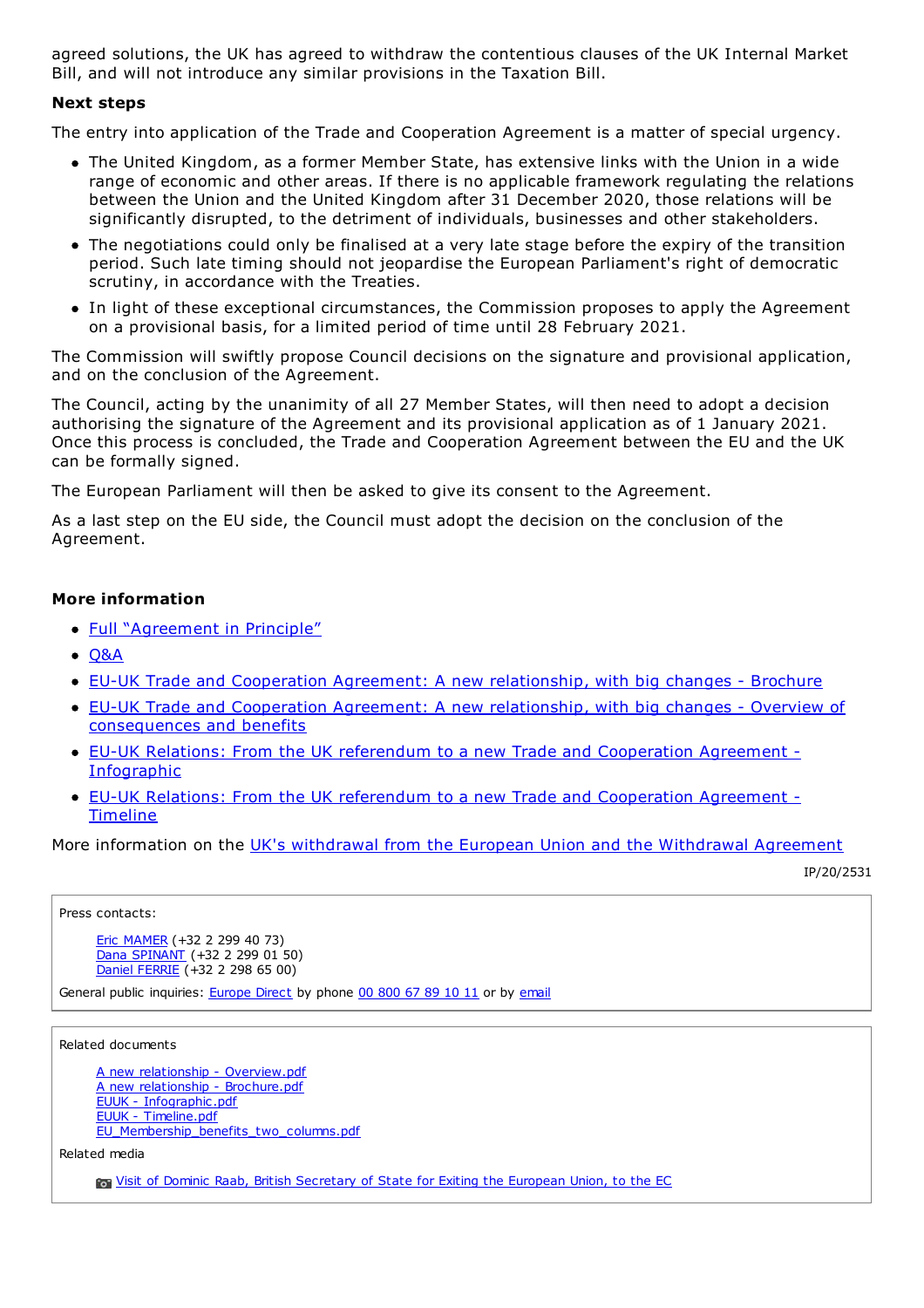agreed solutions, the UK has agreed to withdraw the contentious clauses of the UK Internal Market Bill, and will not introduce any similar provisions in the Taxation Bill.

**Next steps**

The entry into application of the Trade and Cooperation Agreement is a matter of special urgency.

- The United Kingdom, as a former Member State, has extensive links with the Union in a wide range of economic and other areas. If there is no applicable framework regulating the relations between the Union and the United Kingdom after 31 December 2020, those relations will be significantly disrupted, to the detriment of individuals, businesses and other stakeholders.
- The negotiations could only be finalised at a very late stage before the expiry of the transition period. Such late timing should not jeopardise the European Parliament's right of democratic scrutiny, in accordance with the Treaties.
- In light of these exceptional circumstances, the Commission proposes to apply the Agreement on a provisional basis, for a limited period of time until 28 February 2021.

The Commission will swiftly propose Council decisions on the signature and provisional application, and on the conclusion of the Agreement.

The Council, acting by the unanimity of all 27 Member States, will then need to adopt a decision authorising the signature of the Agreement and its provisional application as of 1 January 2021. Once this process is concluded, the Trade and Cooperation Agreement between the EU and the UK can be formally signed.

The European Parliament will then be asked to give its consent to the Agreement.

As a last step on the EU side, the Council must adopt the decision on the conclusion of the Agreement.

**More information**

- Full "Agreement in Principle"
- Q&A
- EU-UK Trade and Cooperation Agreement: A new relationship, with big changes - Brochure
- EU-UK Trade and Cooperation Agreement: A new relationship, with big changes - Overview of consequences and benefits
- EU-UK Relations: From the UK referendum to a new Trade and Cooperation Agreement - Infographic
- EU-UK Relations: From the UK referendum to a new Trade and Cooperation Agreement - Timeline

More information on the UK's withdrawal from the European Union and the Withdrawal Agreement

IP/20/2531

Press contacts:

Eric MAMER (+32 2 299 40 73)
Dana SPINANT (+32 2 299 01 50)
Daniel FERRIE (+32 2 298 65 00)

General public inquiries: Europe Direct by phone 00 800 67 89 10 11 or by email

Related documents

A new relationship - Overview.pdf
A new relationship - Brochure.pdf
EUUK - Infographic.pdf
EUUK - Timeline.pdf
EU_Membership_benefits_two_columns.pdf

Related media

Visit of Dominic Raab, British Secretary of State for Exiting the European Union, to the EC